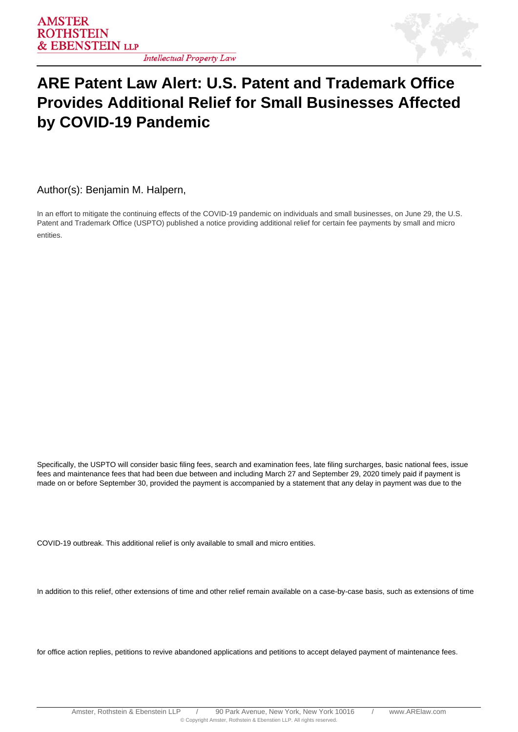# ARE Patent Law Alert: U.S. Patent and Trademark Office Provides Additional Relief for Small Businesses Affected by COVID-19 Pandemic

Author(s): Benjamin M. Halpern,

In an effort to mitigate the continuing effects of the COVID-19 pandemic on individuals and small businesses, on June 29, the U.S. Patent and Trademark Office (USPTO) published a notice providing additional relief for certain fee payments by small and micro entities.

Specifically, the USPTO will consider basic filing fees, search and examination fees, late filing surcharges, basic national fees, issue fees and maintenance fees that had been due between and including March 27 and September 29, 2020 timely paid if payment is made on or before September 30, provided the payment is accompanied by a statement that any delay in payment was due to the COVID-19 outbreak. This additional relief is only available to small and micro entities.

In addition to this relief, other extensions of time and other relief remain available on a case-by-case basis, such as extensions of time for office action replies, petitions to revive abandoned applications and petitions to accept delayed payment of maintenance fees.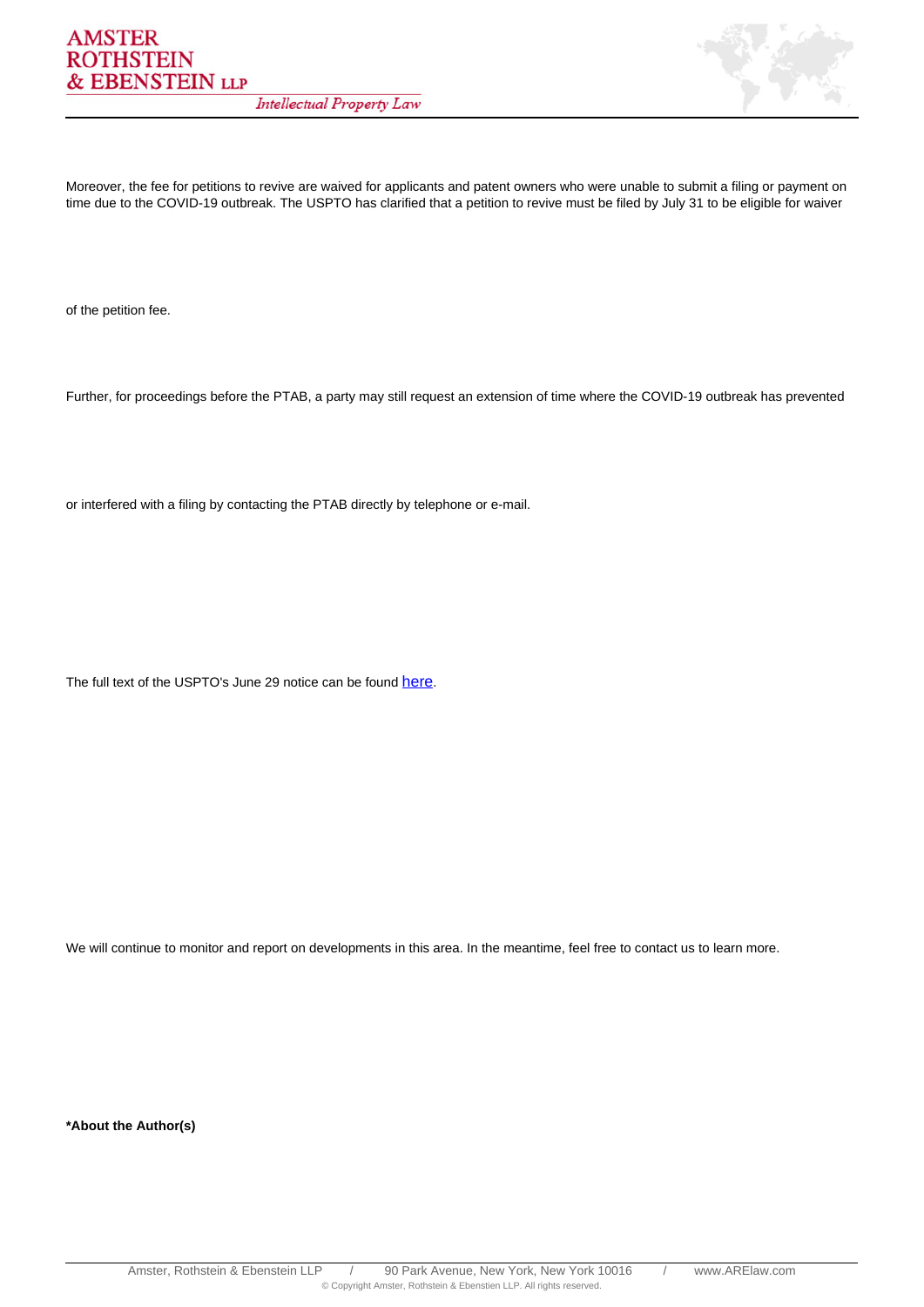Moreover, the fee for petitions to revive are waived for applicants and patent owners who were unable to submit a filing or payment on time due to the COVID-19 outbreak. The USPTO has clarified that a petition to revive must be filed by July 31 to be eligible for waiver of the petition fee.

Further, for proceedings before the PTAB, a party may still request an extension of time where the COVID-19 outbreak has prevented or interfered with a filing by contacting the PTAB directly by telephone or e-mail.

The full text of the USPTO's June 29 notice can be found here.

We will continue to monitor and report on developments in this area. In the meantime, feel free to contact us to learn more.

**\*About the Author(s)**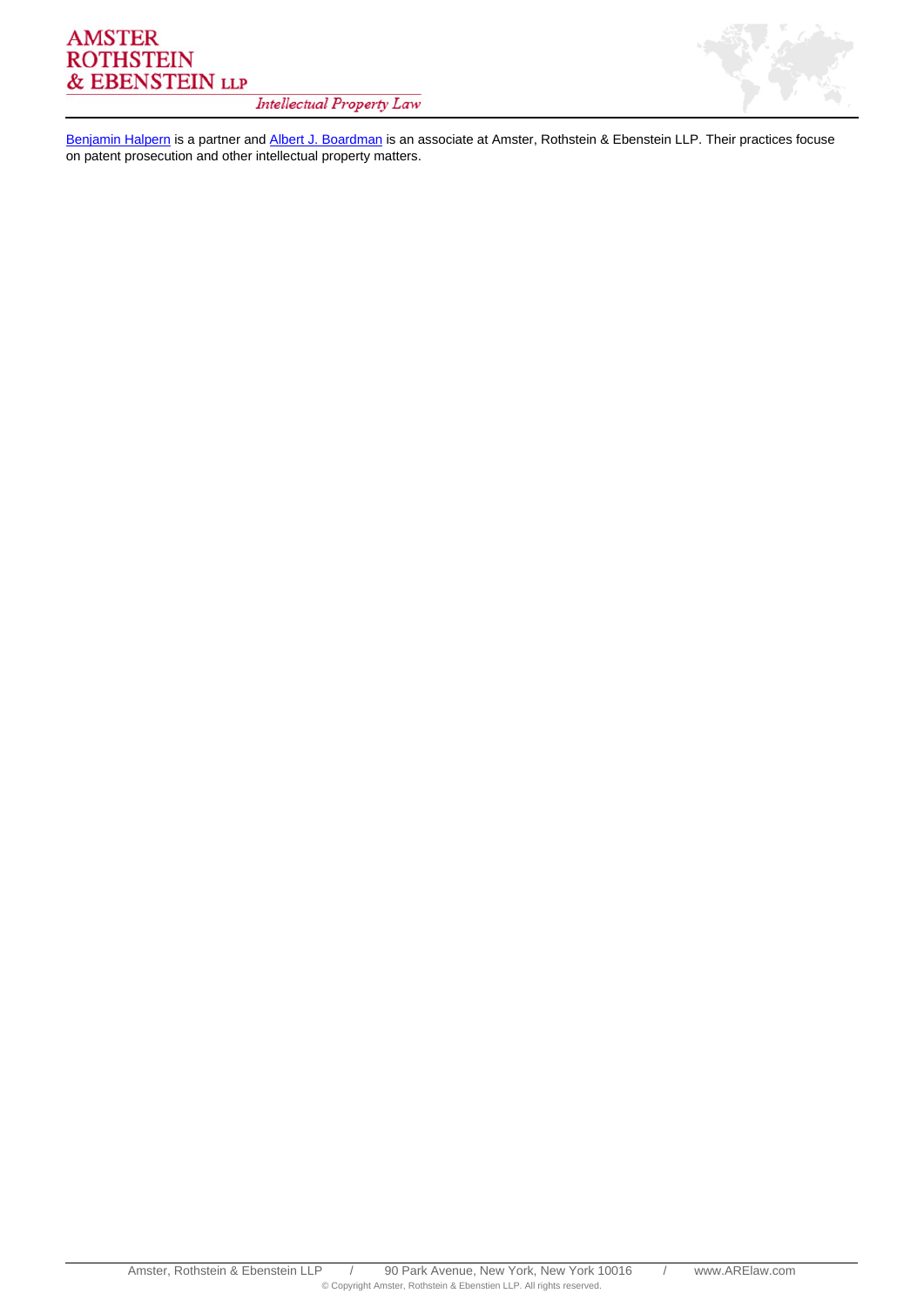Benjamin Halpern is a partner and Albert J. Boardman is an associate at Amster, Rothstein & Ebenstein LLP. Their practices focuse on patent prosecution and other intellectual property matters.